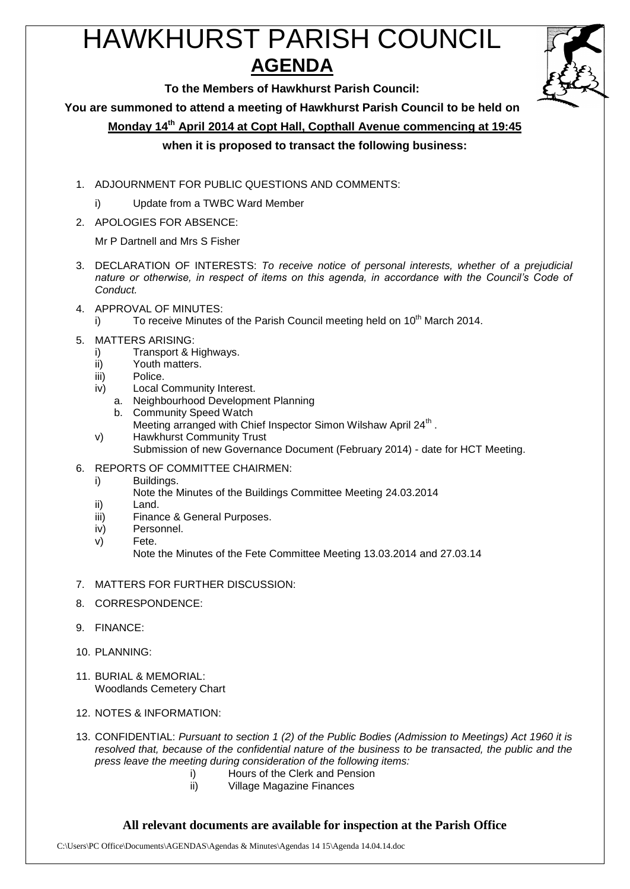# HAWKHURST PARISH COUNCIL

## AGENDA

**To the Members of Hawkhurst Parish Council:**

**You are summoned to attend a meeting of Hawkhurst Parish Council to be held on**

**Monday 14th April 2014 at Copt Hall, Copthall Avenue commencing at 19:45**

**when it is proposed to transact the following business:**

1. ADJOURNMENT FOR PUBLIC QUESTIONS AND COMMENTS:
   i) Update from a TWBC Ward Member
2. APOLOGIES FOR ABSENCE:

   Mr P Dartnell and Mrs S Fisher
3. DECLARATION OF INTERESTS: *To receive notice of personal interests, whether of a prejudicial nature or otherwise, in respect of items on this agenda, in accordance with the Council's Code of Conduct.*
4. APPROVAL OF MINUTES:
   i) To receive Minutes of the Parish Council meeting held on 10th March 2014.
5. MATTERS ARISING:
   i) Transport & Highways.
   ii) Youth matters.
   iii) Police.
   iv) Local Community Interest.
      a. Neighbourhood Development Planning
      b. Community Speed Watch
         Meeting arranged with Chief Inspector Simon Wilshaw April 24th .
   v) Hawkhurst Community Trust
      Submission of new Governance Document (February 2014) - date for HCT Meeting.
6. REPORTS OF COMMITTEE CHAIRMEN:
   i) Buildings.
      Note the Minutes of the Buildings Committee Meeting 24.03.2014
   ii) Land.
   iii) Finance & General Purposes.
   iv) Personnel.
   v) Fete.
      Note the Minutes of the Fete Committee Meeting 13.03.2014 and 27.03.14
7. MATTERS FOR FURTHER DISCUSSION:
8. CORRESPONDENCE:
9. FINANCE:
10. PLANNING:
11. BURIAL & MEMORIAL:
    Woodlands Cemetery Chart
12. NOTES & INFORMATION:
13. CONFIDENTIAL: *Pursuant to section 1 (2) of the Public Bodies (Admission to Meetings) Act 1960 it is resolved that, because of the confidential nature of the business to be transacted, the public and the press leave the meeting during consideration of the following items:*
    i) Hours of the Clerk and Pension
    ii) Village Magazine Finances

**All relevant documents are available for inspection at the Parish Office**

C:\Users\PC Office\Documents\AGENDAS\Agendas & Minutes\Agendas 14 15\Agenda 14.04.14.doc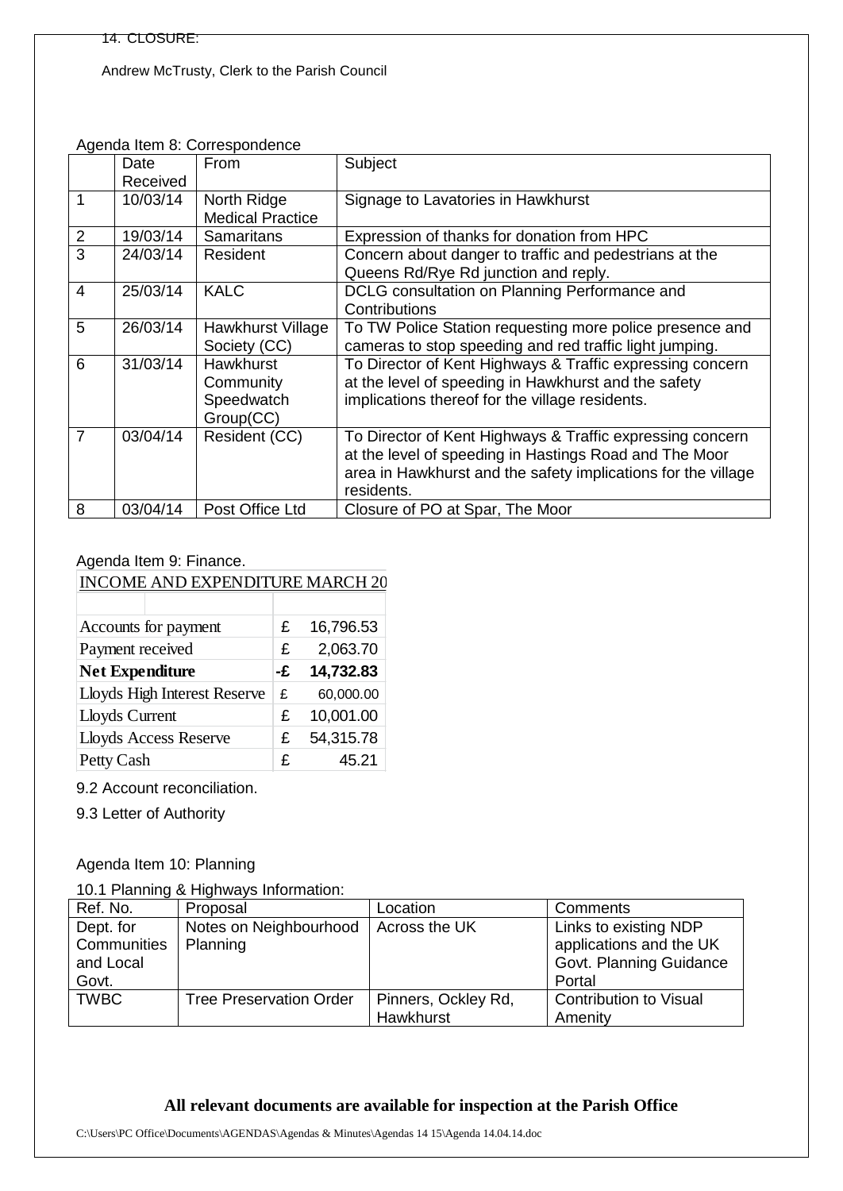14. CLOSURE:

Andrew McTrusty, Clerk to the Parish Council

Agenda Item 8: Correspondence

| | Date Received | From | Subject |
|---|---|---|---|
| 1 | 10/03/14 | North Ridge Medical Practice | Signage to Lavatories in Hawkhurst |
| 2 | 19/03/14 | Samaritans | Expression of thanks for donation from HPC |
| 3 | 24/03/14 | Resident | Concern about danger to traffic and pedestrians at the Queens Rd/Rye Rd junction and reply. |
| 4 | 25/03/14 | KALC | DCLG consultation on Planning Performance and Contributions |
| 5 | 26/03/14 | Hawkhurst Village Society (CC) | To TW Police Station requesting more police presence and cameras to stop speeding and red traffic light jumping. |
| 6 | 31/03/14 | Hawkhurst Community Speedwatch Group(CC) | To Director of Kent Highways & Traffic expressing concern at the level of speeding in Hawkhurst and the safety implications thereof for the village residents. |
| 7 | 03/04/14 | Resident (CC) | To Director of Kent Highways & Traffic expressing concern at the level of speeding in Hastings Road and The Moor area in Hawkhurst and the safety implications for the village residents. |
| 8 | 03/04/14 | Post Office Ltd | Closure of PO at Spar, The Moor |

Agenda Item 9: Finance.

| INCOME AND EXPENDITURE MARCH 20 | | |
|---|---|---|
| Accounts for payment | £ | 16,796.53 |
| Payment received | £ | 2,063.70 |
| **Net Expenditure** | **-£** | **14,732.83** |
| Lloyds High Interest Reserve | £ | 60,000.00 |
| Lloyds Current | £ | 10,001.00 |
| Lloyds Access Reserve | £ | 54,315.78 |
| Petty Cash | £ | 45.21 |

9.2 Account reconciliation.

9.3 Letter of Authority

Agenda Item 10: Planning

10.1 Planning & Highways Information:

| Ref. No. | Proposal | Location | Comments |
|---|---|---|---|
| Dept. for Communities and Local Govt. | Notes on Neighbourhood Planning | Across the UK | Links to existing NDP applications and the UK Govt. Planning Guidance Portal |
| TWBC | Tree Preservation Order | Pinners, Ockley Rd, Hawkhurst | Contribution to Visual Amenity |

**All relevant documents are available for inspection at the Parish Office**

C:\Users\PC Office\Documents\AGENDAS\Agendas & Minutes\Agendas 14 15\Agenda 14.04.14.doc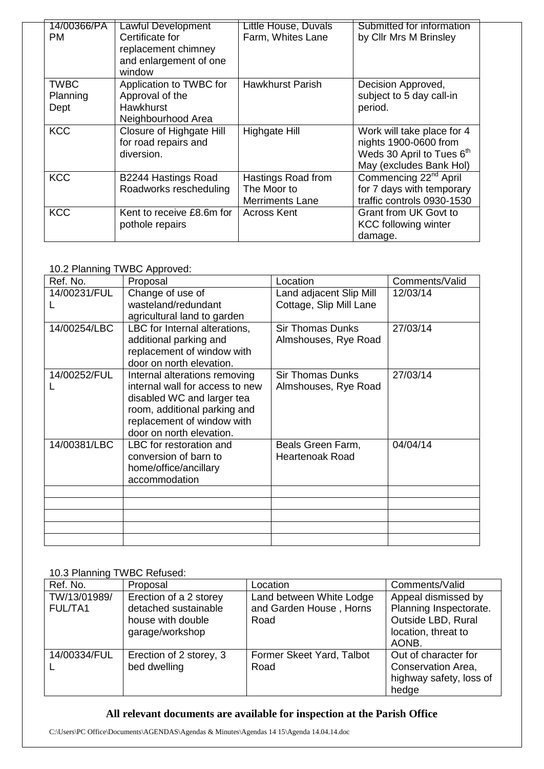| | | | |
|---|---|---|---|
| 14/00366/PA PM | Lawful Development Certificate for replacement chimney and enlargement of one window | Little House, Duvals Farm, Whites Lane | Submitted for information by Cllr Mrs M Brinsley |
| TWBC Planning Dept | Application to TWBC for Approval of the Hawkhurst Neighbourhood Area | Hawkhurst Parish | Decision Approved, subject to 5 day call-in period. |
| KCC | Closure of Highgate Hill for road repairs and diversion. | Highgate Hill | Work will take place for 4 nights 1900-0600 from Weds 30 April to Tues 6th May (excludes Bank Hol) |
| KCC | B2244 Hastings Road Roadworks rescheduling | Hastings Road from The Moor to Merriments Lane | Commencing 22nd April for 7 days with temporary traffic controls 0930-1530 |
| KCC | Kent to receive £8.6m for pothole repairs | Across Kent | Grant from UK Govt to KCC following winter damage. |

10.2 Planning TWBC Approved:

| Ref. No. | Proposal | Location | Comments/Valid |
|---|---|---|---|
| 14/00231/FULL | Change of use of wasteland/redundant agricultural land to garden | Land adjacent Slip Mill Cottage, Slip Mill Lane | 12/03/14 |
| 14/00254/LBC | LBC for Internal alterations, additional parking and replacement of window with door on north elevation. | Sir Thomas Dunks Almshouses, Rye Road | 27/03/14 |
| 14/00252/FULL | Internal alterations removing internal wall for access to new disabled WC and larger tea room, additional parking and replacement of window with door on north elevation. | Sir Thomas Dunks Almshouses, Rye Road | 27/03/14 |
| 14/00381/LBC | LBC for restoration and conversion of barn to home/office/ancillary accommodation | Beals Green Farm, Heartenoak Road | 04/04/14 |
| | | | |
| | | | |
| | | | |
| | | | |
| | | | |

10.3 Planning TWBC Refused:

| Ref. No. | Proposal | Location | Comments/Valid |
|---|---|---|---|
| TW/13/01989/FUL/TA1 | Erection of a 2 storey detached sustainable house with double garage/workshop | Land between White Lodge and Garden House , Horns Road | Appeal dismissed by Planning Inspectorate. Outside LBD, Rural location, threat to AONB. |
| 14/00334/FULL | Erection of 2 storey, 3 bed dwelling | Former Skeet Yard, Talbot Road | Out of character for Conservation Area, highway safety, loss of hedge |

**All relevant documents are available for inspection at the Parish Office**

C:\Users\PC Office\Documents\AGENDAS\Agendas & Minutes\Agendas 14 15\Agenda 14.04.14.doc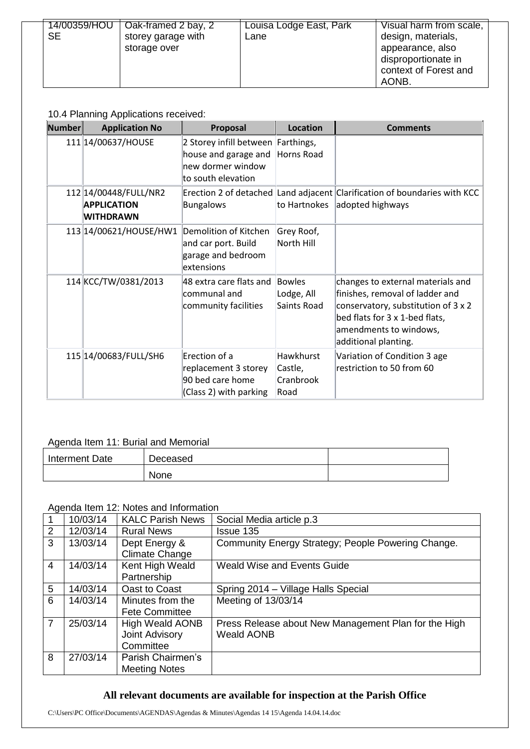| | | | |
|---|---|---|---|
| 14/00359/HOUSE | Oak-framed 2 bay, 2 storey garage with storage over | Louisa Lodge East, Park Lane | Visual harm from scale, design, materials, appearance, also disproportionate in context of Forest and AONB. |

10.4 Planning Applications received:

| Number | Application No | Proposal | Location | Comments |
|---|---|---|---|---|
| 111 | 14/00637/HOUSE | 2 Storey infill between house and garage and new dormer window to south elevation | Farthings, Horns Road | |
| 112 | 14/00448/FULL/NR2 **APPLICATION WITHDRAWN** | Erection 2 of detached Bungalows | Land adjacent to Hartnokes | Clarification of boundaries with KCC adopted highways |
| 113 | 14/00621/HOUSE/HW1 | Demolition of Kitchen and car port. Build garage and bedroom extensions | Grey Roof, North Hill | |
| 114 | KCC/TW/0381/2013 | 48 extra care flats and communal and community facilities | Bowles Lodge, All Saints Road | changes to external materials and finishes, removal of ladder and conservatory, substitution of 3 x 2 bed flats for 3 x 1-bed flats, amendments to windows, additional planting. |
| 115 | 14/00683/FULL/SH6 | Erection of a replacement 3 storey 90 bed care home (Class 2) with parking | Hawkhurst Castle, Cranbrook Road | Variation of Condition 3 age restriction to 50 from 60 |

Agenda Item 11: Burial and Memorial

| Interment Date | Deceased | |
|---|---|---|
| | None | |

Agenda Item 12: Notes and Information

| | | | |
|---|---|---|---|
| 1 | 10/03/14 | KALC Parish News | Social Media article p.3 |
| 2 | 12/03/14 | Rural News | Issue 135 |
| 3 | 13/03/14 | Dept Energy & Climate Change | Community Energy Strategy; People Powering Change. |
| 4 | 14/03/14 | Kent High Weald Partnership | Weald Wise and Events Guide |
| 5 | 14/03/14 | Oast to Coast | Spring 2014 – Village Halls Special |
| 6 | 14/03/14 | Minutes from the Fete Committee | Meeting of 13/03/14 |
| 7 | 25/03/14 | High Weald AONB Joint Advisory Committee | Press Release about New Management Plan for the High Weald AONB |
| 8 | 27/03/14 | Parish Chairmen's Meeting Notes | |

**All relevant documents are available for inspection at the Parish Office**

C:\Users\PC Office\Documents\AGENDAS\Agendas & Minutes\Agendas 14 15\Agenda 14.04.14.doc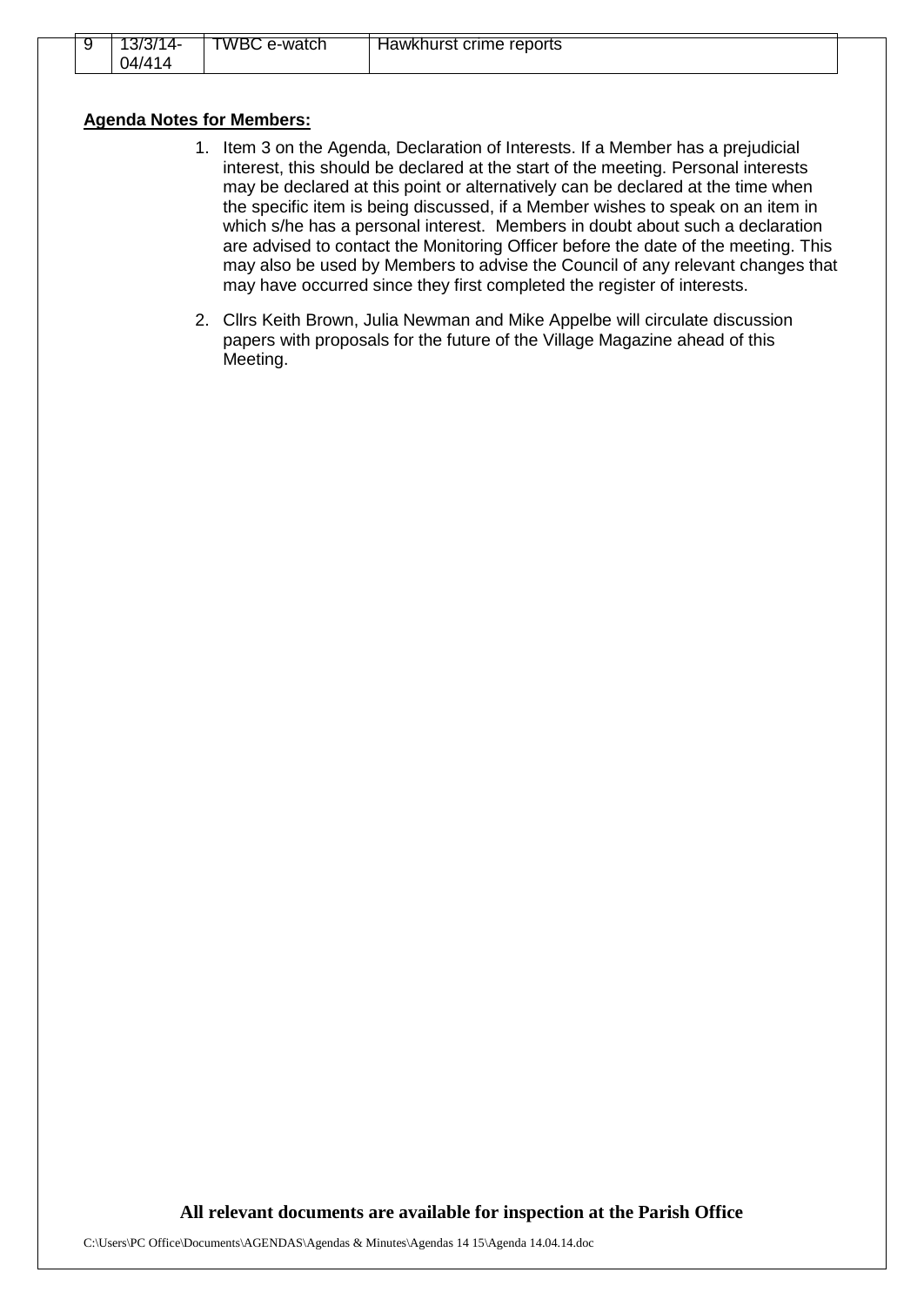| | | | |
|---|---|---|---|
| 9 | 13/3/14-04/414 | TWBC e-watch | Hawkhurst crime reports |

**Agenda Notes for Members:**

1. Item 3 on the Agenda, Declaration of Interests. If a Member has a prejudicial interest, this should be declared at the start of the meeting. Personal interests may be declared at this point or alternatively can be declared at the time when the specific item is being discussed, if a Member wishes to speak on an item in which s/he has a personal interest. Members in doubt about such a declaration are advised to contact the Monitoring Officer before the date of the meeting. This may also be used by Members to advise the Council of any relevant changes that may have occurred since they first completed the register of interests.

2. Cllrs Keith Brown, Julia Newman and Mike Appelbe will circulate discussion papers with proposals for the future of the Village Magazine ahead of this Meeting.

**All relevant documents are available for inspection at the Parish Office**

C:\Users\PC Office\Documents\AGENDAS\Agendas & Minutes\Agendas 14 15\Agenda 14.04.14.doc